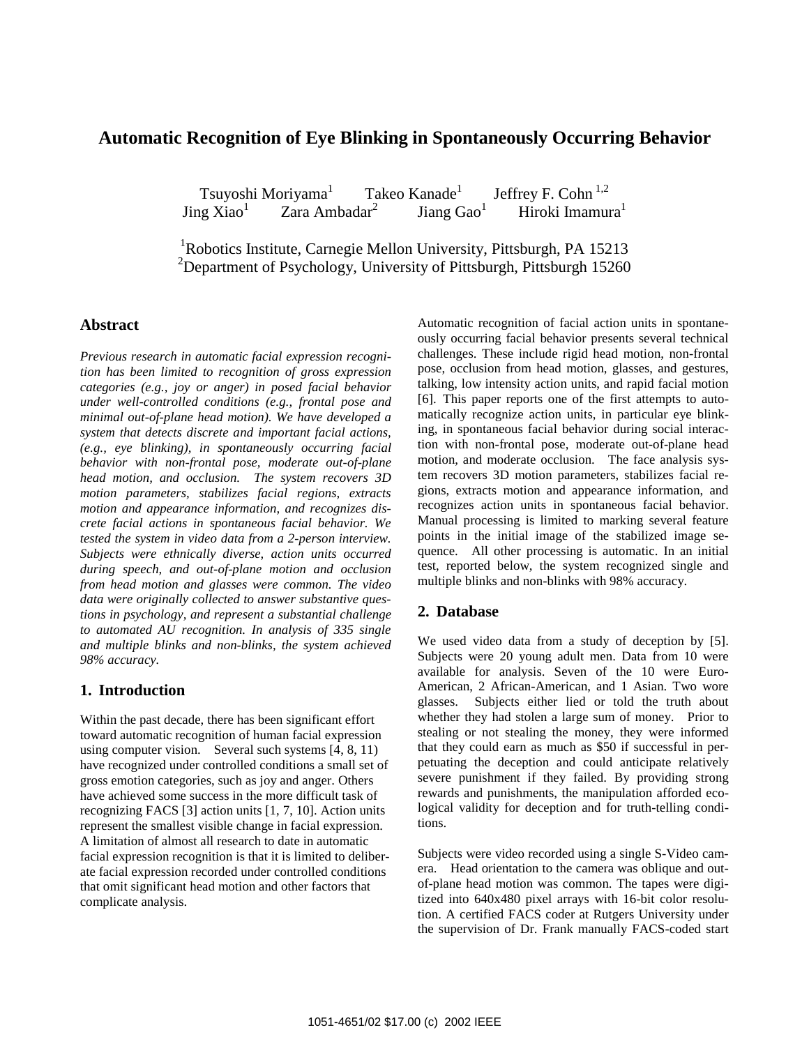# Automatic Recognition of Eye Blinking in Spontaneously Occurring Behavior

Tsuyoshi Moriyama[1] Takeo Kanade[1] Jeffrey F. Cohn [1,2]
Jing Xiao[1] Zara Ambadar[2] Jiang Gao[1] Hiroki Imamura[1]

[1]Robotics Institute, Carnegie Mellon University, Pittsburgh, PA 15213
[2]Department of Psychology, University of Pittsburgh, Pittsburgh 15260

## Abstract

*Previous research in automatic facial expression recognition has been limited to recognition of gross expression categories (e.g., joy or anger) in posed facial behavior under well-controlled conditions (e.g., frontal pose and minimal out-of-plane head motion). We have developed a system that detects discrete and important facial actions, (e.g., eye blinking), in spontaneously occurring facial behavior with non-frontal pose, moderate out-of-plane head motion, and occlusion. The system recovers 3D motion parameters, stabilizes facial regions, extracts motion and appearance information, and recognizes discrete facial actions in spontaneous facial behavior. We tested the system in video data from a 2-person interview. Subjects were ethnically diverse, action units occurred during speech, and out-of-plane motion and occlusion from head motion and glasses were common. The video data were originally collected to answer substantive questions in psychology, and represent a substantial challenge to automated AU recognition. In analysis of 335 single and multiple blinks and non-blinks, the system achieved 98% accuracy.*

## 1. Introduction

Within the past decade, there has been significant effort toward automatic recognition of human facial expression using computer vision. Several such systems [4, 8, 11) have recognized under controlled conditions a small set of gross emotion categories, such as joy and anger. Others have achieved some success in the more difficult task of recognizing FACS [3] action units [1, 7, 10]. Action units represent the smallest visible change in facial expression. A limitation of almost all research to date in automatic facial expression recognition is that it is limited to deliberate facial expression recorded under controlled conditions that omit significant head motion and other factors that complicate analysis.

Automatic recognition of facial action units in spontaneously occurring facial behavior presents several technical challenges. These include rigid head motion, non-frontal pose, occlusion from head motion, glasses, and gestures, talking, low intensity action units, and rapid facial motion [6]. This paper reports one of the first attempts to automatically recognize action units, in particular eye blinking, in spontaneous facial behavior during social interaction with non-frontal pose, moderate out-of-plane head motion, and moderate occlusion. The face analysis system recovers 3D motion parameters, stabilizes facial regions, extracts motion and appearance information, and recognizes action units in spontaneous facial behavior. Manual processing is limited to marking several feature points in the initial image of the stabilized image sequence. All other processing is automatic. In an initial test, reported below, the system recognized single and multiple blinks and non-blinks with 98% accuracy.

## 2. Database

We used video data from a study of deception by [5]. Subjects were 20 young adult men. Data from 10 were available for analysis. Seven of the 10 were Euro-American, 2 African-American, and 1 Asian. Two wore glasses. Subjects either lied or told the truth about whether they had stolen a large sum of money. Prior to stealing or not stealing the money, they were informed that they could earn as much as $50 if successful in perpetuating the deception and could anticipate relatively severe punishment if they failed. By providing strong rewards and punishments, the manipulation afforded ecological validity for deception and for truth-telling conditions.

Subjects were video recorded using a single S-Video camera. Head orientation to the camera was oblique and out-of-plane head motion was common. The tapes were digitized into 640x480 pixel arrays with 16-bit color resolution. A certified FACS coder at Rutgers University under the supervision of Dr. Frank manually FACS-coded start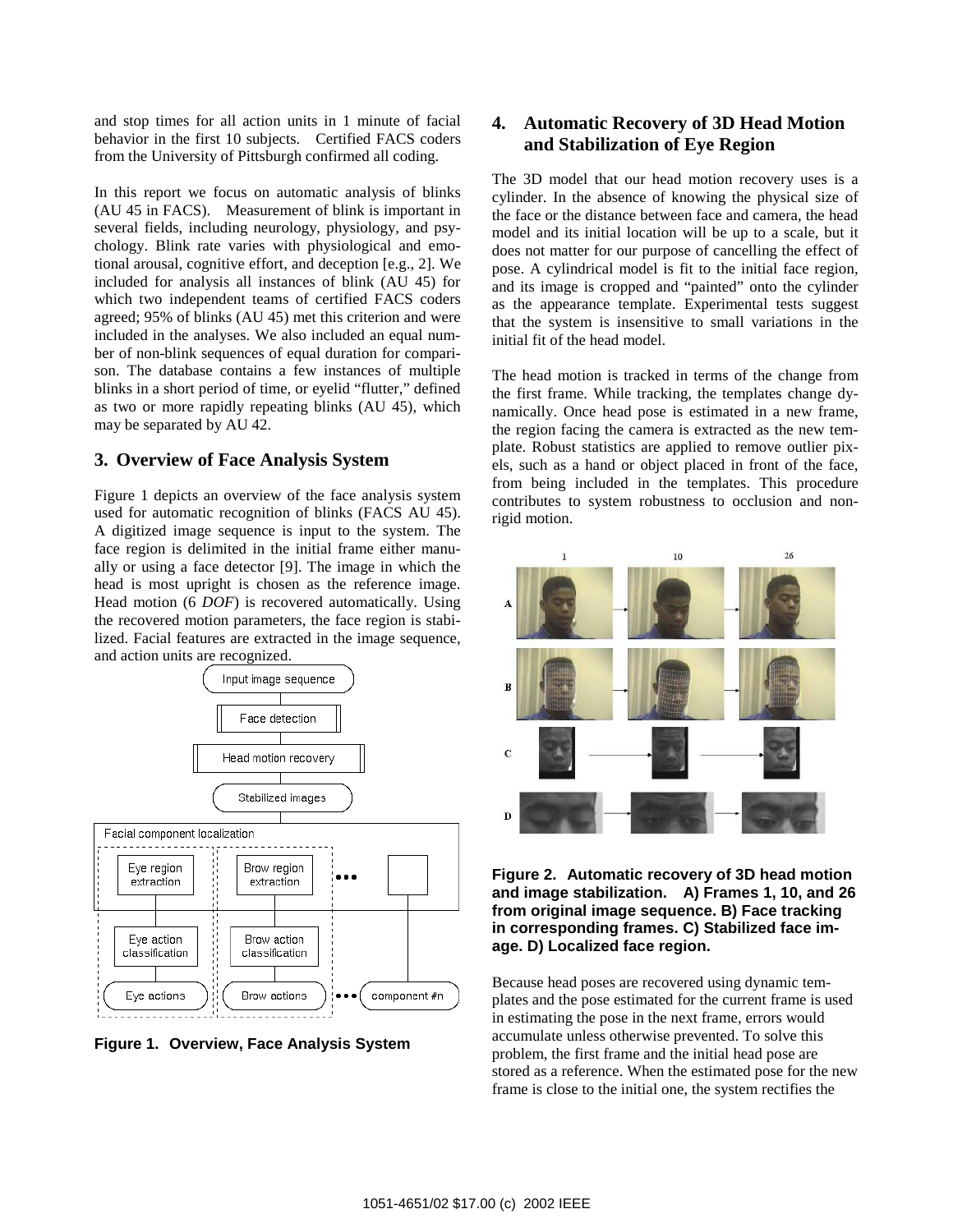and stop times for all action units in 1 minute of facial behavior in the first 10 subjects. Certified FACS coders from the University of Pittsburgh confirmed all coding.

In this report we focus on automatic analysis of blinks (AU 45 in FACS). Measurement of blink is important in several fields, including neurology, physiology, and psychology. Blink rate varies with physiological and emotional arousal, cognitive effort, and deception [e.g., 2]. We included for analysis all instances of blink (AU 45) for which two independent teams of certified FACS coders agreed; 95% of blinks (AU 45) met this criterion and were included in the analyses. We also included an equal number of non-blink sequences of equal duration for comparison. The database contains a few instances of multiple blinks in a short period of time, or eyelid "flutter," defined as two or more rapidly repeating blinks (AU 45), which may be separated by AU 42.

## 3. Overview of Face Analysis System

Figure 1 depicts an overview of the face analysis system used for automatic recognition of blinks (FACS AU 45). A digitized image sequence is input to the system. The face region is delimited in the initial frame either manually or using a face detector [9]. The image in which the head is most upright is chosen as the reference image. Head motion (6 *DOF*) is recovered automatically. Using the recovered motion parameters, the face region is stabilized. Facial features are extracted in the image sequence, and action units are recognized.

**Figure 1. Overview, Face Analysis System**

## 4. Automatic Recovery of 3D Head Motion and Stabilization of Eye Region

The 3D model that our head motion recovery uses is a cylinder. In the absence of knowing the physical size of the face or the distance between face and camera, the head model and its initial location will be up to a scale, but it does not matter for our purpose of cancelling the effect of pose. A cylindrical model is fit to the initial face region, and its image is cropped and "painted" onto the cylinder as the appearance template. Experimental tests suggest that the system is insensitive to small variations in the initial fit of the head model.

The head motion is tracked in terms of the change from the first frame. While tracking, the templates change dynamically. Once head pose is estimated in a new frame, the region facing the camera is extracted as the new template. Robust statistics are applied to remove outlier pixels, such as a hand or object placed in front of the face, from being included in the templates. This procedure contributes to system robustness to occlusion and non-rigid motion.

**Figure 2. Automatic recovery of 3D head motion and image stabilization. A) Frames 1, 10, and 26 from original image sequence. B) Face tracking in corresponding frames. C) Stabilized face image. D) Localized face region.**

Because head poses are recovered using dynamic templates and the pose estimated for the current frame is used in estimating the pose in the next frame, errors would accumulate unless otherwise prevented. To solve this problem, the first frame and the initial head pose are stored as a reference. When the estimated pose for the new frame is close to the initial one, the system rectifies the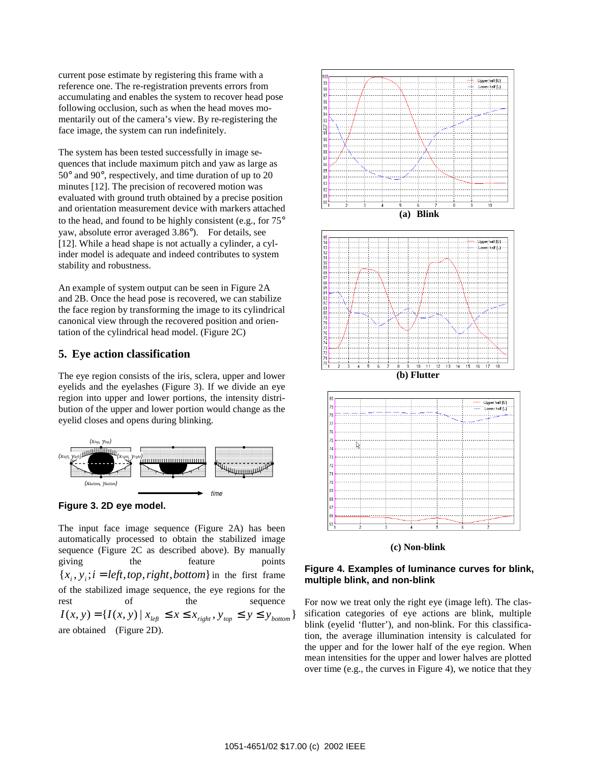current pose estimate by registering this frame with a reference one. The re-registration prevents errors from accumulating and enables the system to recover head pose following occlusion, such as when the head moves momentarily out of the camera's view. By re-registering the face image, the system can run indefinitely.

The system has been tested successfully in image sequences that include maximum pitch and yaw as large as 50° and 90°, respectively, and time duration of up to 20 minutes [12]. The precision of recovered motion was evaluated with ground truth obtained by a precise position and orientation measurement device with markers attached to the head, and found to be highly consistent (e.g., for 75° yaw, absolute error averaged 3.86°). For details, see [12]. While a head shape is not actually a cylinder, a cylinder model is adequate and indeed contributes to system stability and robustness.

An example of system output can be seen in Figure 2A and 2B. Once the head pose is recovered, we can stabilize the face region by transforming the image to its cylindrical canonical view through the recovered position and orientation of the cylindrical head model. (Figure 2C)

## 5. Eye action classification

The eye region consists of the iris, sclera, upper and lower eyelids and the eyelashes (Figure 3). If we divide an eye region into upper and lower portions, the intensity distribution of the upper and lower portion would change as the eyelid closes and opens during blinking.

**Figure 3. 2D eye model.**

The input face image sequence (Figure 2A) has been automatically processed to obtain the stabilized image sequence (Figure 2C as described above). By manually giving the feature points $\{x_i, y_i; i = left, top, right, bottom\}$ in the first frame of the stabilized image sequence, the eye regions for the rest of the sequence $I(x, y) = \{I(x, y) \mid x_{left} \leq x \leq x_{right}, y_{top} \leq y \leq y_{bottom}\}$ are obtained (Figure 2D).

**(a) Blink**

**(b) Flutter**

**(c) Non-blink**

**Figure 4. Examples of luminance curves for blink, multiple blink, and non-blink**

For now we treat only the right eye (image left). The classification categories of eye actions are blink, multiple blink (eyelid 'flutter'), and non-blink. For this classification, the average illumination intensity is calculated for the upper and for the lower half of the eye region. When mean intensities for the upper and lower halves are plotted over time (e.g., the curves in Figure 4), we notice that they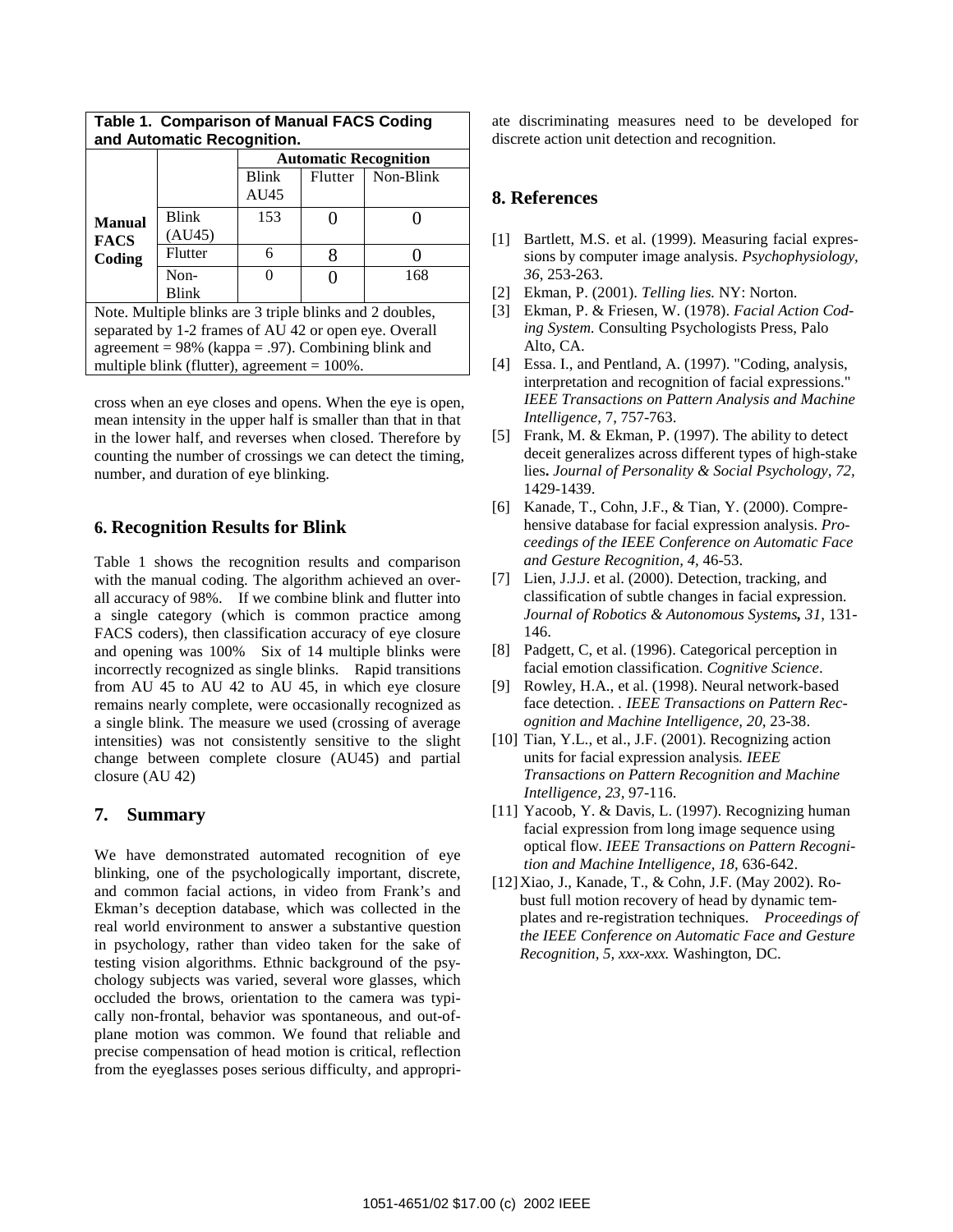**Table 1. Comparison of Manual FACS Coding and Automatic Recognition.**

| | | Automatic Recognition | | |
|---|---|---|---|---|
| | | Blink AU45 | Flutter | Non-Blink |
| Manual FACS Coding | Blink (AU45) | 153 | 0 | 0 |
| | Flutter | 6 | 8 | 0 |
| | Non-Blink | 0 | 0 | 168 |

Note. Multiple blinks are 3 triple blinks and 2 doubles, separated by 1-2 frames of AU 42 or open eye. Overall agreement = 98% (kappa = .97). Combining blink and multiple blink (flutter), agreement = 100%.

cross when an eye closes and opens. When the eye is open, mean intensity in the upper half is smaller than that in that in the lower half, and reverses when closed. Therefore by counting the number of crossings we can detect the timing, number, and duration of eye blinking.

## 6. Recognition Results for Blink

Table 1 shows the recognition results and comparison with the manual coding. The algorithm achieved an overall accuracy of 98%. If we combine blink and flutter into a single category (which is common practice among FACS coders), then classification accuracy of eye closure and opening was 100% Six of 14 multiple blinks were incorrectly recognized as single blinks. Rapid transitions from AU 45 to AU 42 to AU 45, in which eye closure remains nearly complete, were occasionally recognized as a single blink. The measure we used (crossing of average intensities) was not consistently sensitive to the slight change between complete closure (AU45) and partial closure (AU 42)

## 7. Summary

We have demonstrated automated recognition of eye blinking, one of the psychologically important, discrete, and common facial actions, in video from Frank's and Ekman's deception database, which was collected in the real world environment to answer a substantive question in psychology, rather than video taken for the sake of testing vision algorithms. Ethnic background of the psychology subjects was varied, several wore glasses, which occluded the brows, orientation to the camera was typically non-frontal, behavior was spontaneous, and out-of-plane motion was common. We found that reliable and precise compensation of head motion is critical, reflection from the eyeglasses poses serious difficulty, and appropriate discriminating measures need to be developed for discrete action unit detection and recognition.

## 8. References

[1] Bartlett, M.S. et al. (1999). Measuring facial expressions by computer image analysis. *Psychophysiology, 36*, 253-263.

[2] Ekman, P. (2001). *Telling lies.* NY: Norton.

[3] Ekman, P. & Friesen, W. (1978). *Facial Action Coding System.* Consulting Psychologists Press, Palo Alto, CA.

[4] Essa. I., and Pentland, A. (1997). "Coding, analysis, interpretation and recognition of facial expressions." *IEEE Transactions on Pattern Analysis and Machine Intelligence,* 7, 757-763.

[5] Frank, M. & Ekman, P. (1997). The ability to detect deceit generalizes across different types of high-stake lies**.** *Journal of Personality & Social Psychology, 72,* 1429-1439.

[6] Kanade, T., Cohn, J.F., & Tian, Y. (2000). Comprehensive database for facial expression analysis. *Proceedings of the IEEE Conference on Automatic Face and Gesture Recognition, 4,* 46-53.

[7] Lien, J.J.J. et al. (2000). Detection, tracking, and classification of subtle changes in facial expression. *Journal of Robotics & Autonomous Systems, 31*, 131-146.

[8] Padgett, C, et al. (1996). Categorical perception in facial emotion classification. *Cognitive Science*.

[9] Rowley, H.A., et al. (1998). Neural network-based face detection. . *IEEE Transactions on Pattern Recognition and Machine Intelligence, 20,* 23-38.

[10] Tian, Y.L., et al., J.F. (2001). Recognizing action units for facial expression analysis*. IEEE Transactions on Pattern Recognition and Machine Intelligence, 23,* 97-116.

[11] Yacoob, Y. & Davis, L. (1997). Recognizing human facial expression from long image sequence using optical flow. *IEEE Transactions on Pattern Recognition and Machine Intelligence, 18,* 636-642.

[12] Xiao, J., Kanade, T., & Cohn, J.F. (May 2002). Robust full motion recovery of head by dynamic templates and re-registration techniques. *Proceedings of the IEEE Conference on Automatic Face and Gesture Recognition, 5, xxx-xxx.* Washington, DC.